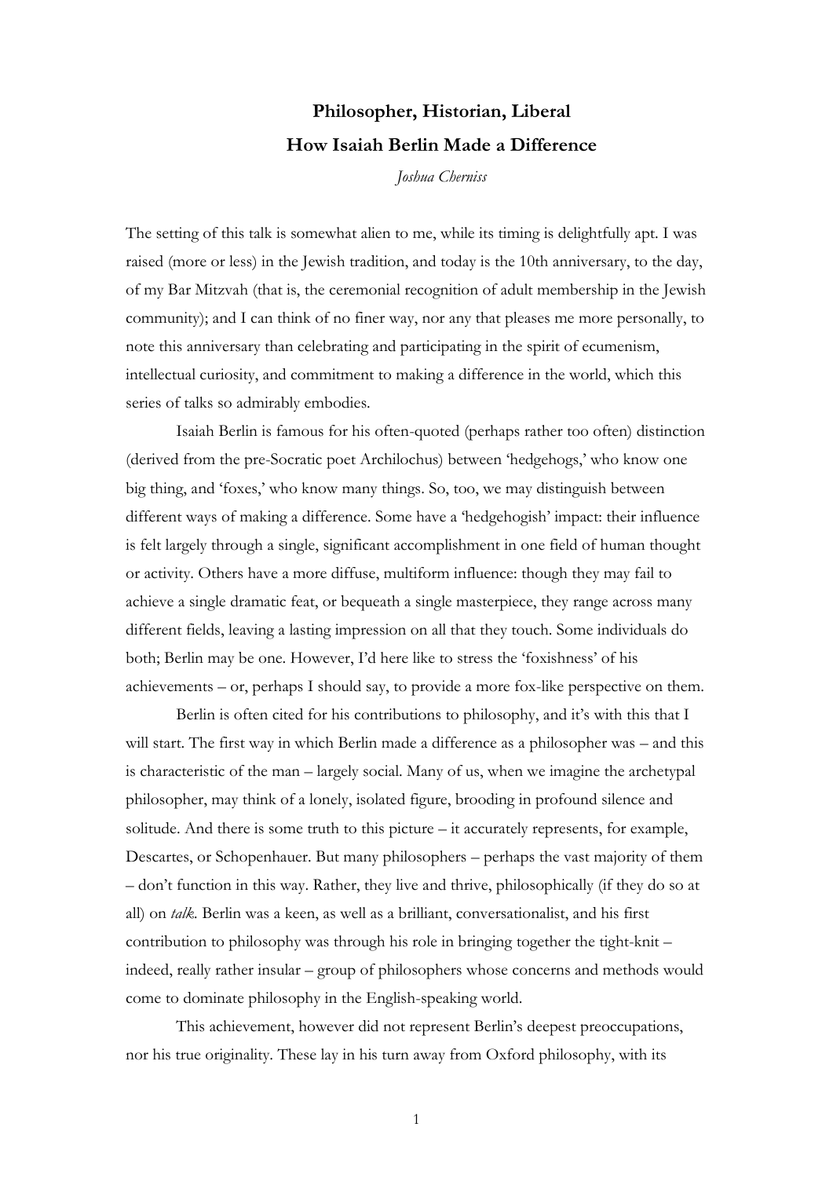# Philosopher, Historian, Liberal
## How Isaiah Berlin Made a Difference

*Joshua Cherniss*

The setting of this talk is somewhat alien to me, while its timing is delightfully apt. I was raised (more or less) in the Jewish tradition, and today is the 10th anniversary, to the day, of my Bar Mitzvah (that is, the ceremonial recognition of adult membership in the Jewish community); and I can think of no finer way, nor any that pleases me more personally, to note this anniversary than celebrating and participating in the spirit of ecumenism, intellectual curiosity, and commitment to making a difference in the world, which this series of talks so admirably embodies.

Isaiah Berlin is famous for his often-quoted (perhaps rather too often) distinction (derived from the pre-Socratic poet Archilochus) between 'hedgehogs,' who know one big thing, and 'foxes,' who know many things. So, too, we may distinguish between different ways of making a difference. Some have a 'hedgehogish' impact: their influence is felt largely through a single, significant accomplishment in one field of human thought or activity. Others have a more diffuse, multiform influence: though they may fail to achieve a single dramatic feat, or bequeath a single masterpiece, they range across many different fields, leaving a lasting impression on all that they touch. Some individuals do both; Berlin may be one. However, I'd here like to stress the 'foxishness' of his achievements – or, perhaps I should say, to provide a more fox-like perspective on them.

Berlin is often cited for his contributions to philosophy, and it's with this that I will start. The first way in which Berlin made a difference as a philosopher was – and this is characteristic of the man – largely social. Many of us, when we imagine the archetypal philosopher, may think of a lonely, isolated figure, brooding in profound silence and solitude. And there is some truth to this picture – it accurately represents, for example, Descartes, or Schopenhauer. But many philosophers – perhaps the vast majority of them – don't function in this way. Rather, they live and thrive, philosophically (if they do so at all) on *talk*. Berlin was a keen, as well as a brilliant, conversationalist, and his first contribution to philosophy was through his role in bringing together the tight-knit – indeed, really rather insular – group of philosophers whose concerns and methods would come to dominate philosophy in the English-speaking world.

This achievement, however did not represent Berlin's deepest preoccupations, nor his true originality. These lay in his turn away from Oxford philosophy, with its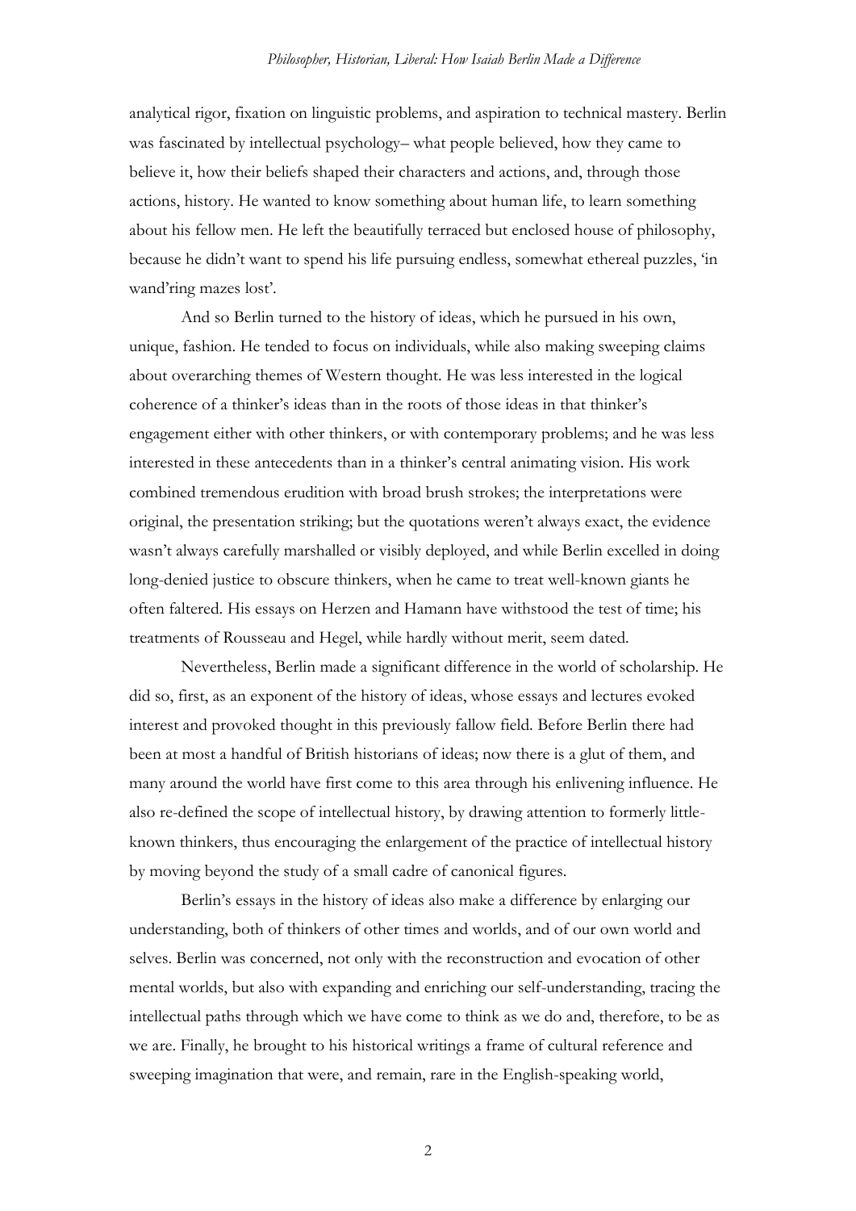analytical rigor, fixation on linguistic problems, and aspiration to technical mastery. Berlin was fascinated by intellectual psychology– what people believed, how they came to believe it, how their beliefs shaped their characters and actions, and, through those actions, history. He wanted to know something about human life, to learn something about his fellow men. He left the beautifully terraced but enclosed house of philosophy, because he didn't want to spend his life pursuing endless, somewhat ethereal puzzles, 'in wand'ring mazes lost'.

And so Berlin turned to the history of ideas, which he pursued in his own, unique, fashion. He tended to focus on individuals, while also making sweeping claims about overarching themes of Western thought. He was less interested in the logical coherence of a thinker's ideas than in the roots of those ideas in that thinker's engagement either with other thinkers, or with contemporary problems; and he was less interested in these antecedents than in a thinker's central animating vision. His work combined tremendous erudition with broad brush strokes; the interpretations were original, the presentation striking; but the quotations weren't always exact, the evidence wasn't always carefully marshalled or visibly deployed, and while Berlin excelled in doing long-denied justice to obscure thinkers, when he came to treat well-known giants he often faltered. His essays on Herzen and Hamann have withstood the test of time; his treatments of Rousseau and Hegel, while hardly without merit, seem dated.

Nevertheless, Berlin made a significant difference in the world of scholarship. He did so, first, as an exponent of the history of ideas, whose essays and lectures evoked interest and provoked thought in this previously fallow field. Before Berlin there had been at most a handful of British historians of ideas; now there is a glut of them, and many around the world have first come to this area through his enlivening influence. He also re-defined the scope of intellectual history, by drawing attention to formerly little-known thinkers, thus encouraging the enlargement of the practice of intellectual history by moving beyond the study of a small cadre of canonical figures.

Berlin's essays in the history of ideas also make a difference by enlarging our understanding, both of thinkers of other times and worlds, and of our own world and selves. Berlin was concerned, not only with the reconstruction and evocation of other mental worlds, but also with expanding and enriching our self-understanding, tracing the intellectual paths through which we have come to think as we do and, therefore, to be as we are. Finally, he brought to his historical writings a frame of cultural reference and sweeping imagination that were, and remain, rare in the English-speaking world,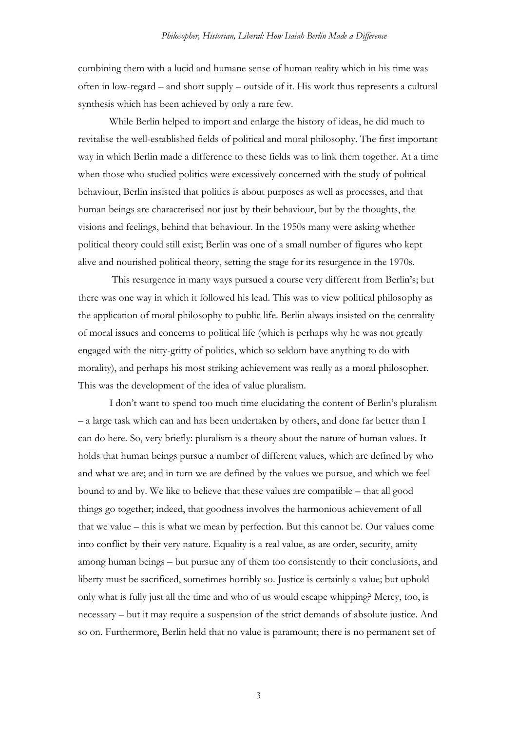combining them with a lucid and humane sense of human reality which in his time was often in low-regard – and short supply – outside of it. His work thus represents a cultural synthesis which has been achieved by only a rare few.

While Berlin helped to import and enlarge the history of ideas, he did much to revitalise the well-established fields of political and moral philosophy. The first important way in which Berlin made a difference to these fields was to link them together. At a time when those who studied politics were excessively concerned with the study of political behaviour, Berlin insisted that politics is about purposes as well as processes, and that human beings are characterised not just by their behaviour, but by the thoughts, the visions and feelings, behind that behaviour. In the 1950s many were asking whether political theory could still exist; Berlin was one of a small number of figures who kept alive and nourished political theory, setting the stage for its resurgence in the 1970s.

This resurgence in many ways pursued a course very different from Berlin's; but there was one way in which it followed his lead. This was to view political philosophy as the application of moral philosophy to public life. Berlin always insisted on the centrality of moral issues and concerns to political life (which is perhaps why he was not greatly engaged with the nitty-gritty of politics, which so seldom have anything to do with morality), and perhaps his most striking achievement was really as a moral philosopher. This was the development of the idea of value pluralism.

I don't want to spend too much time elucidating the content of Berlin's pluralism – a large task which can and has been undertaken by others, and done far better than I can do here. So, very briefly: pluralism is a theory about the nature of human values. It holds that human beings pursue a number of different values, which are defined by who and what we are; and in turn we are defined by the values we pursue, and which we feel bound to and by. We like to believe that these values are compatible – that all good things go together; indeed, that goodness involves the harmonious achievement of all that we value – this is what we mean by perfection. But this cannot be. Our values come into conflict by their very nature. Equality is a real value, as are order, security, amity among human beings – but pursue any of them too consistently to their conclusions, and liberty must be sacrificed, sometimes horribly so. Justice is certainly a value; but uphold only what is fully just all the time and who of us would escape whipping? Mercy, too, is necessary – but it may require a suspension of the strict demands of absolute justice. And so on. Furthermore, Berlin held that no value is paramount; there is no permanent set of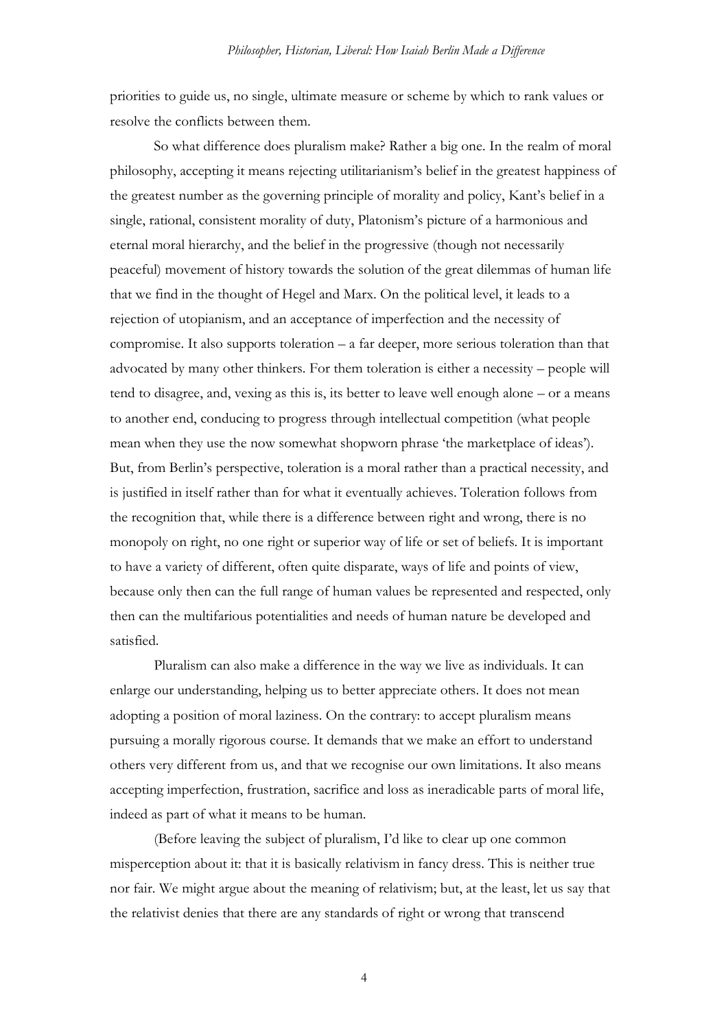priorities to guide us, no single, ultimate measure or scheme by which to rank values or resolve the conflicts between them.

So what difference does pluralism make? Rather a big one. In the realm of moral philosophy, accepting it means rejecting utilitarianism's belief in the greatest happiness of the greatest number as the governing principle of morality and policy, Kant's belief in a single, rational, consistent morality of duty, Platonism's picture of a harmonious and eternal moral hierarchy, and the belief in the progressive (though not necessarily peaceful) movement of history towards the solution of the great dilemmas of human life that we find in the thought of Hegel and Marx. On the political level, it leads to a rejection of utopianism, and an acceptance of imperfection and the necessity of compromise. It also supports toleration – a far deeper, more serious toleration than that advocated by many other thinkers. For them toleration is either a necessity – people will tend to disagree, and, vexing as this is, its better to leave well enough alone – or a means to another end, conducing to progress through intellectual competition (what people mean when they use the now somewhat shopworn phrase 'the marketplace of ideas'). But, from Berlin's perspective, toleration is a moral rather than a practical necessity, and is justified in itself rather than for what it eventually achieves. Toleration follows from the recognition that, while there is a difference between right and wrong, there is no monopoly on right, no one right or superior way of life or set of beliefs. It is important to have a variety of different, often quite disparate, ways of life and points of view, because only then can the full range of human values be represented and respected, only then can the multifarious potentialities and needs of human nature be developed and satisfied.

Pluralism can also make a difference in the way we live as individuals. It can enlarge our understanding, helping us to better appreciate others. It does not mean adopting a position of moral laziness. On the contrary: to accept pluralism means pursuing a morally rigorous course. It demands that we make an effort to understand others very different from us, and that we recognise our own limitations. It also means accepting imperfection, frustration, sacrifice and loss as ineradicable parts of moral life, indeed as part of what it means to be human.

(Before leaving the subject of pluralism, I'd like to clear up one common misperception about it: that it is basically relativism in fancy dress. This is neither true nor fair. We might argue about the meaning of relativism; but, at the least, let us say that the relativist denies that there are any standards of right or wrong that transcend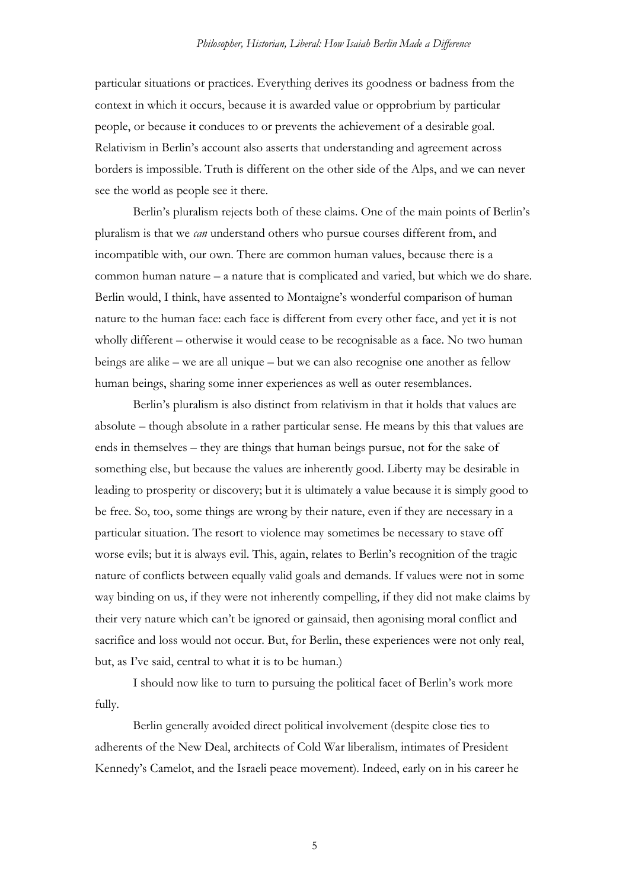particular situations or practices. Everything derives its goodness or badness from the context in which it occurs, because it is awarded value or opprobrium by particular people, or because it conduces to or prevents the achievement of a desirable goal. Relativism in Berlin's account also asserts that understanding and agreement across borders is impossible. Truth is different on the other side of the Alps, and we can never see the world as people see it there.

Berlin's pluralism rejects both of these claims. One of the main points of Berlin's pluralism is that we *can* understand others who pursue courses different from, and incompatible with, our own. There are common human values, because there is a common human nature – a nature that is complicated and varied, but which we do share. Berlin would, I think, have assented to Montaigne's wonderful comparison of human nature to the human face: each face is different from every other face, and yet it is not wholly different – otherwise it would cease to be recognisable as a face. No two human beings are alike – we are all unique – but we can also recognise one another as fellow human beings, sharing some inner experiences as well as outer resemblances.

Berlin's pluralism is also distinct from relativism in that it holds that values are absolute – though absolute in a rather particular sense. He means by this that values are ends in themselves – they are things that human beings pursue, not for the sake of something else, but because the values are inherently good. Liberty may be desirable in leading to prosperity or discovery; but it is ultimately a value because it is simply good to be free. So, too, some things are wrong by their nature, even if they are necessary in a particular situation. The resort to violence may sometimes be necessary to stave off worse evils; but it is always evil. This, again, relates to Berlin's recognition of the tragic nature of conflicts between equally valid goals and demands. If values were not in some way binding on us, if they were not inherently compelling, if they did not make claims by their very nature which can't be ignored or gainsaid, then agonising moral conflict and sacrifice and loss would not occur. But, for Berlin, these experiences were not only real, but, as I've said, central to what it is to be human.)

I should now like to turn to pursuing the political facet of Berlin's work more fully.

Berlin generally avoided direct political involvement (despite close ties to adherents of the New Deal, architects of Cold War liberalism, intimates of President Kennedy's Camelot, and the Israeli peace movement). Indeed, early on in his career he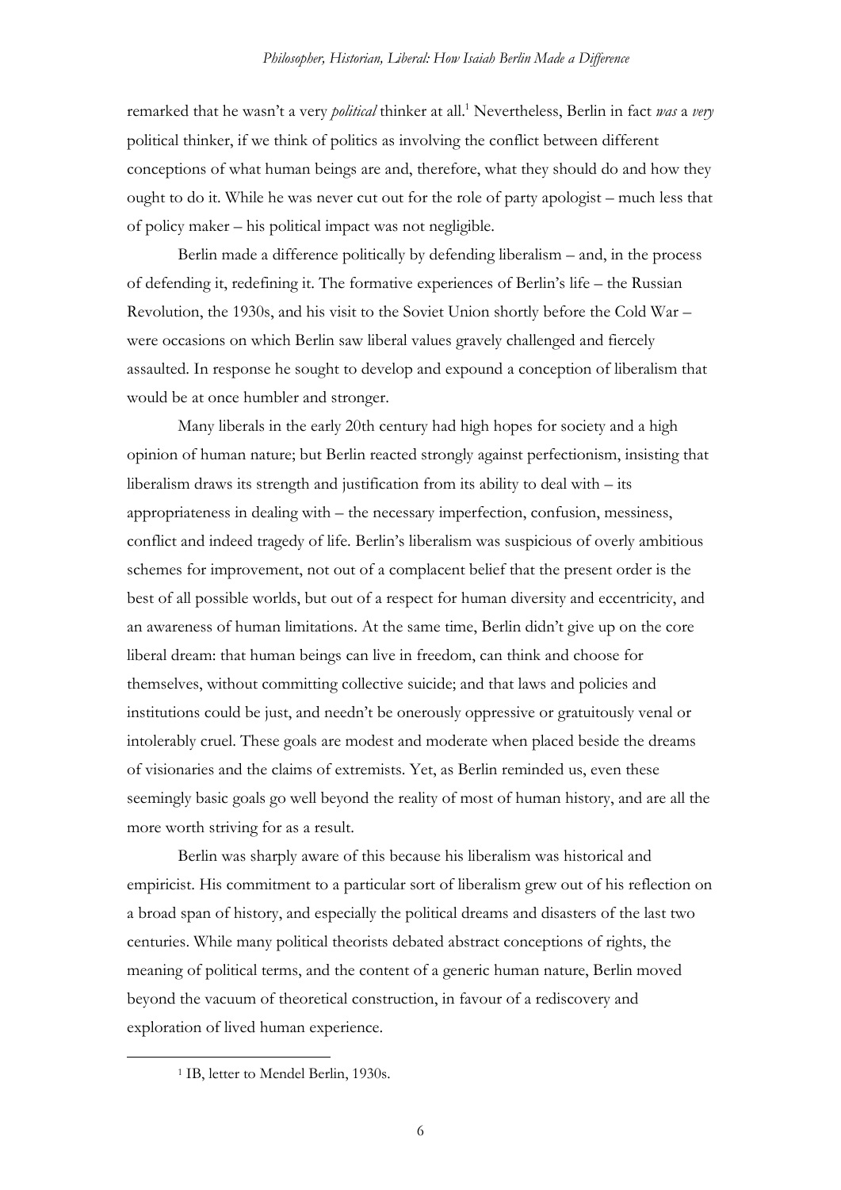remarked that he wasn't a very *political* thinker at all.[1] Nevertheless, Berlin in fact *was* a *very* political thinker, if we think of politics as involving the conflict between different conceptions of what human beings are and, therefore, what they should do and how they ought to do it. While he was never cut out for the role of party apologist – much less that of policy maker – his political impact was not negligible.

Berlin made a difference politically by defending liberalism – and, in the process of defending it, redefining it. The formative experiences of Berlin's life – the Russian Revolution, the 1930s, and his visit to the Soviet Union shortly before the Cold War – were occasions on which Berlin saw liberal values gravely challenged and fiercely assaulted. In response he sought to develop and expound a conception of liberalism that would be at once humbler and stronger.

Many liberals in the early 20th century had high hopes for society and a high opinion of human nature; but Berlin reacted strongly against perfectionism, insisting that liberalism draws its strength and justification from its ability to deal with – its appropriateness in dealing with – the necessary imperfection, confusion, messiness, conflict and indeed tragedy of life. Berlin's liberalism was suspicious of overly ambitious schemes for improvement, not out of a complacent belief that the present order is the best of all possible worlds, but out of a respect for human diversity and eccentricity, and an awareness of human limitations. At the same time, Berlin didn't give up on the core liberal dream: that human beings can live in freedom, can think and choose for themselves, without committing collective suicide; and that laws and policies and institutions could be just, and needn't be onerously oppressive or gratuitously venal or intolerably cruel. These goals are modest and moderate when placed beside the dreams of visionaries and the claims of extremists. Yet, as Berlin reminded us, even these seemingly basic goals go well beyond the reality of most of human history, and are all the more worth striving for as a result.

Berlin was sharply aware of this because his liberalism was historical and empiricist. His commitment to a particular sort of liberalism grew out of his reflection on a broad span of history, and especially the political dreams and disasters of the last two centuries. While many political theorists debated abstract conceptions of rights, the meaning of political terms, and the content of a generic human nature, Berlin moved beyond the vacuum of theoretical construction, in favour of a rediscovery and exploration of lived human experience.

---

[1] IB, letter to Mendel Berlin, 1930s.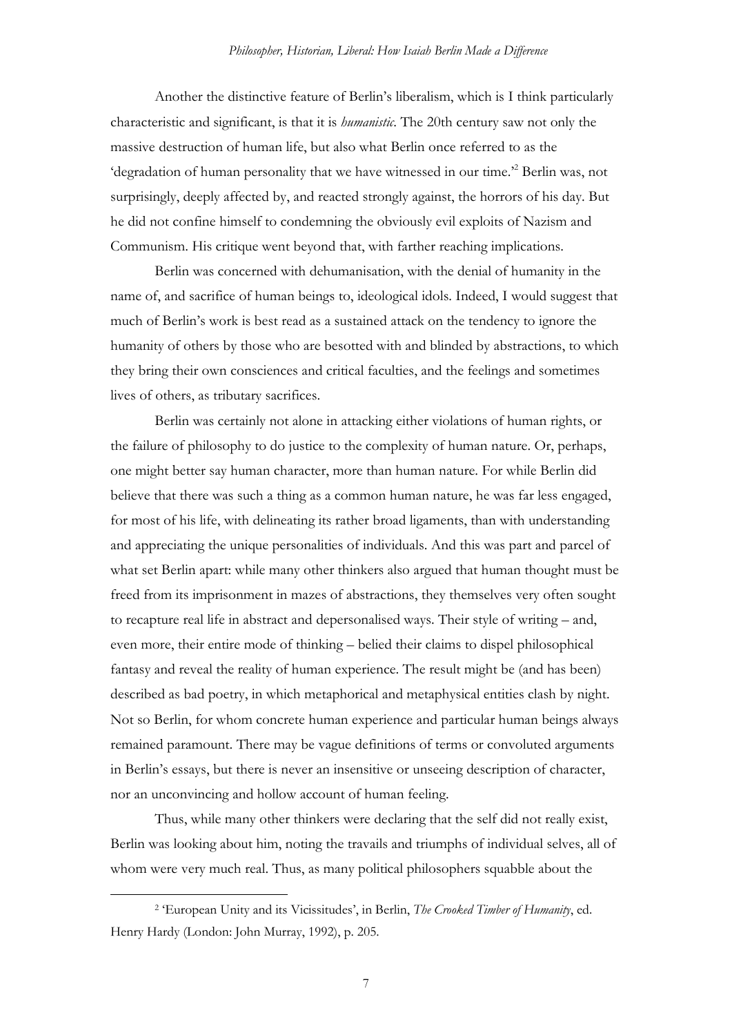Another the distinctive feature of Berlin's liberalism, which is I think particularly characteristic and significant, is that it is *humanistic*. The 20th century saw not only the massive destruction of human life, but also what Berlin once referred to as the 'degradation of human personality that we have witnessed in our time.'[2] Berlin was, not surprisingly, deeply affected by, and reacted strongly against, the horrors of his day. But he did not confine himself to condemning the obviously evil exploits of Nazism and Communism. His critique went beyond that, with farther reaching implications.

Berlin was concerned with dehumanisation, with the denial of humanity in the name of, and sacrifice of human beings to, ideological idols. Indeed, I would suggest that much of Berlin's work is best read as a sustained attack on the tendency to ignore the humanity of others by those who are besotted with and blinded by abstractions, to which they bring their own consciences and critical faculties, and the feelings and sometimes lives of others, as tributary sacrifices.

Berlin was certainly not alone in attacking either violations of human rights, or the failure of philosophy to do justice to the complexity of human nature. Or, perhaps, one might better say human character, more than human nature. For while Berlin did believe that there was such a thing as a common human nature, he was far less engaged, for most of his life, with delineating its rather broad ligaments, than with understanding and appreciating the unique personalities of individuals. And this was part and parcel of what set Berlin apart: while many other thinkers also argued that human thought must be freed from its imprisonment in mazes of abstractions, they themselves very often sought to recapture real life in abstract and depersonalised ways. Their style of writing – and, even more, their entire mode of thinking – belied their claims to dispel philosophical fantasy and reveal the reality of human experience. The result might be (and has been) described as bad poetry, in which metaphorical and metaphysical entities clash by night. Not so Berlin, for whom concrete human experience and particular human beings always remained paramount. There may be vague definitions of terms or convoluted arguments in Berlin's essays, but there is never an insensitive or unseeing description of character, nor an unconvincing and hollow account of human feeling.

Thus, while many other thinkers were declaring that the self did not really exist, Berlin was looking about him, noting the travails and triumphs of individual selves, all of whom were very much real. Thus, as many political philosophers squabble about the

[2] 'European Unity and its Vicissitudes', in Berlin, *The Crooked Timber of Humanity*, ed. Henry Hardy (London: John Murray, 1992), p. 205.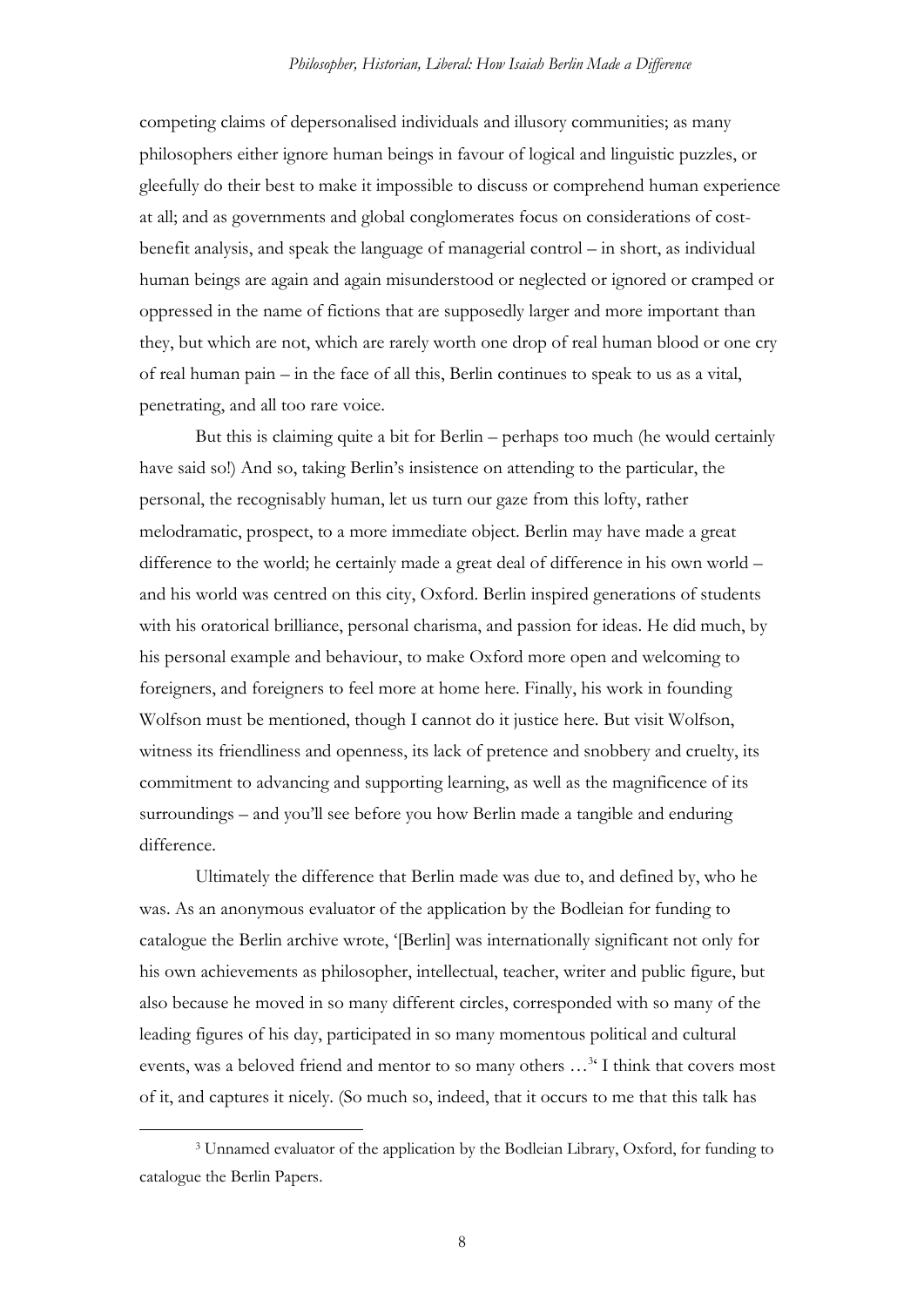competing claims of depersonalised individuals and illusory communities; as many philosophers either ignore human beings in favour of logical and linguistic puzzles, or gleefully do their best to make it impossible to discuss or comprehend human experience at all; and as governments and global conglomerates focus on considerations of cost-benefit analysis, and speak the language of managerial control – in short, as individual human beings are again and again misunderstood or neglected or ignored or cramped or oppressed in the name of fictions that are supposedly larger and more important than they, but which are not, which are rarely worth one drop of real human blood or one cry of real human pain – in the face of all this, Berlin continues to speak to us as a vital, penetrating, and all too rare voice.

But this is claiming quite a bit for Berlin – perhaps too much (he would certainly have said so!) And so, taking Berlin's insistence on attending to the particular, the personal, the recognisably human, let us turn our gaze from this lofty, rather melodramatic, prospect, to a more immediate object. Berlin may have made a great difference to the world; he certainly made a great deal of difference in his own world – and his world was centred on this city, Oxford. Berlin inspired generations of students with his oratorical brilliance, personal charisma, and passion for ideas. He did much, by his personal example and behaviour, to make Oxford more open and welcoming to foreigners, and foreigners to feel more at home here. Finally, his work in founding Wolfson must be mentioned, though I cannot do it justice here. But visit Wolfson, witness its friendliness and openness, its lack of pretence and snobbery and cruelty, its commitment to advancing and supporting learning, as well as the magnificence of its surroundings – and you'll see before you how Berlin made a tangible and enduring difference.

Ultimately the difference that Berlin made was due to, and defined by, who he was. As an anonymous evaluator of the application by the Bodleian for funding to catalogue the Berlin archive wrote, '[Berlin] was internationally significant not only for his own achievements as philosopher, intellectual, teacher, writer and public figure, but also because he moved in so many different circles, corresponded with so many of the leading figures of his day, participated in so many momentous political and cultural events, was a beloved friend and mentor to so many others …[3]' I think that covers most of it, and captures it nicely. (So much so, indeed, that it occurs to me that this talk has

---

[3] Unnamed evaluator of the application by the Bodleian Library, Oxford, for funding to catalogue the Berlin Papers.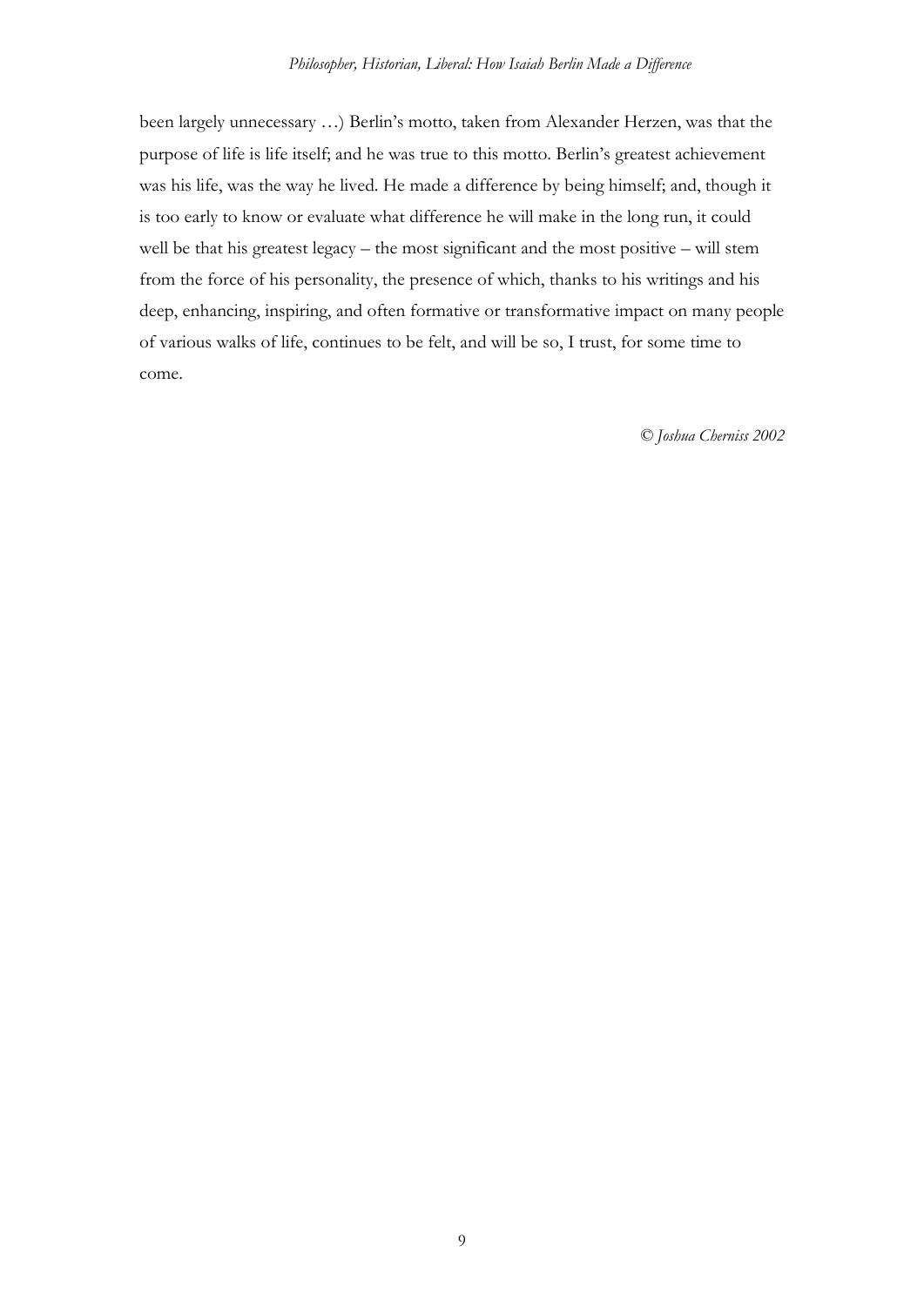been largely unnecessary …) Berlin's motto, taken from Alexander Herzen, was that the purpose of life is life itself; and he was true to this motto. Berlin's greatest achievement was his life, was the way he lived. He made a difference by being himself; and, though it is too early to know or evaluate what difference he will make in the long run, it could well be that his greatest legacy – the most significant and the most positive – will stem from the force of his personality, the presence of which, thanks to his writings and his deep, enhancing, inspiring, and often formative or transformative impact on many people of various walks of life, continues to be felt, and will be so, I trust, for some time to come.

*© Joshua Cherniss 2002*